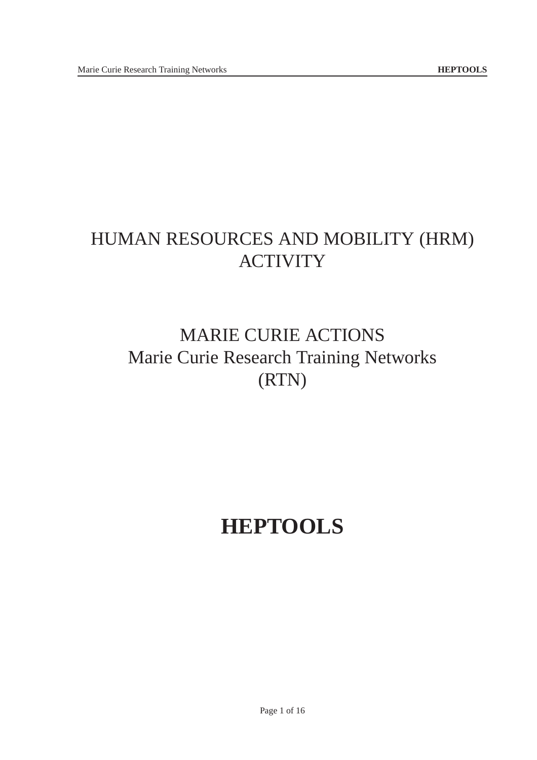# HUMAN RESOURCES AND MOBILITY (HRM) ACTIVITY

## MARIE CURIE ACTIONS
## Marie Curie Research Training Networks (RTN)

# HEPTOOLS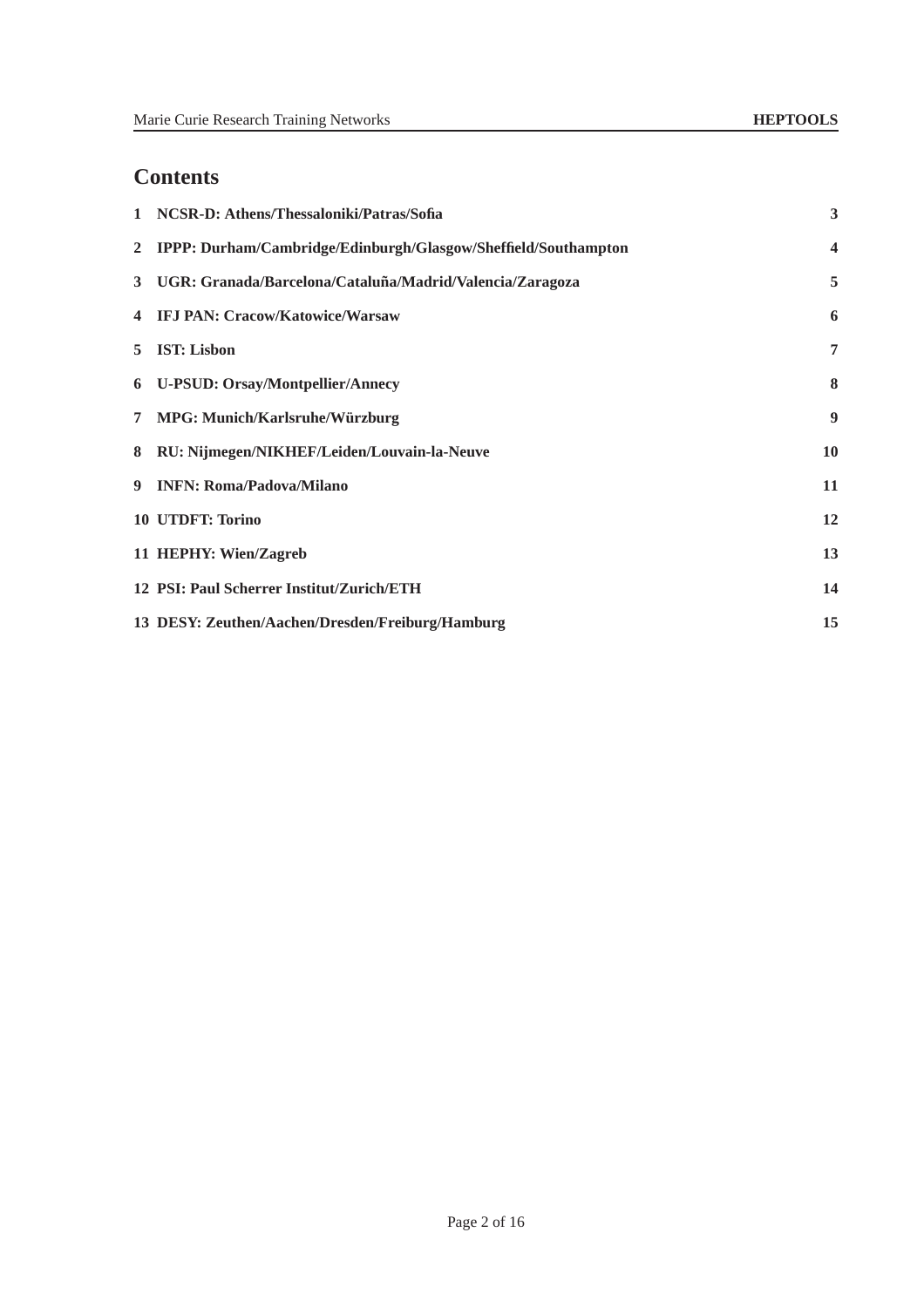# Contents

1 NCSR-D: Athens/Thessaloniki/Patras/Sofia 3

2 IPPP: Durham/Cambridge/Edinburgh/Glasgow/Sheffield/Southampton 4

3 UGR: Granada/Barcelona/Cataluña/Madrid/Valencia/Zaragoza 5

4 IFJ PAN: Cracow/Katowice/Warsaw 6

5 IST: Lisbon 7

6 U-PSUD: Orsay/Montpellier/Annecy 8

7 MPG: Munich/Karlsruhe/Würzburg 9

8 RU: Nijmegen/NIKHEF/Leiden/Louvain-la-Neuve 10

9 INFN: Roma/Padova/Milano 11

10 UTDFT: Torino 12

11 HEPHY: Wien/Zagreb 13

12 PSI: Paul Scherrer Institut/Zurich/ETH 14

13 DESY: Zeuthen/Aachen/Dresden/Freiburg/Hamburg 15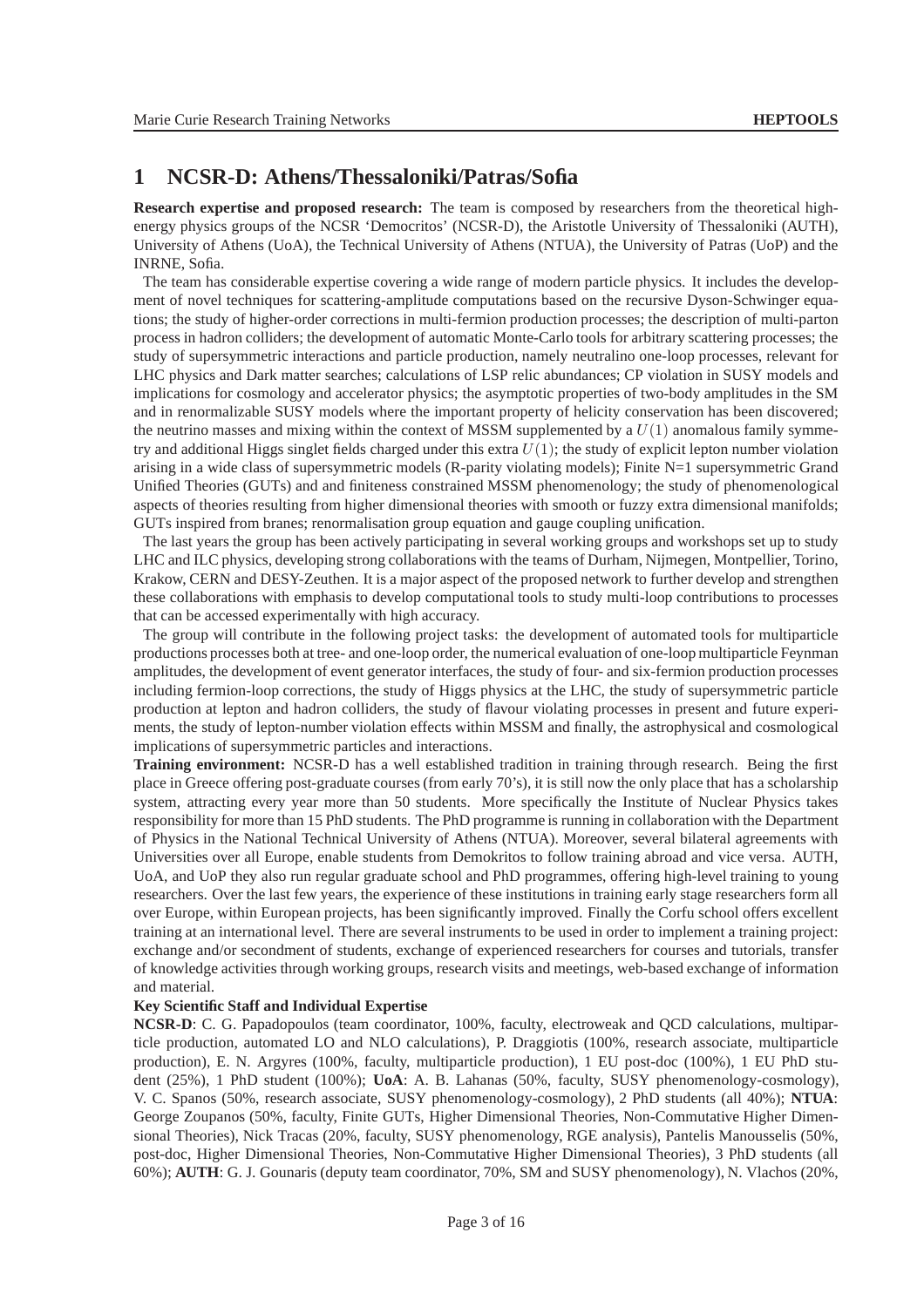# 1 NCSR-D: Athens/Thessaloniki/Patras/Sofia

**Research expertise and proposed research:** The team is composed by researchers from the theoretical high-energy physics groups of the NCSR 'Democritos' (NCSR-D), the Aristotle University of Thessaloniki (AUTH), University of Athens (UoA), the Technical University of Athens (NTUA), the University of Patras (UoP) and the INRNE, Sofia.

The team has considerable expertise covering a wide range of modern particle physics. It includes the development of novel techniques for scattering-amplitude computations based on the recursive Dyson-Schwinger equations; the study of higher-order corrections in multi-fermion production processes; the description of multi-parton process in hadron colliders; the development of automatic Monte-Carlo tools for arbitrary scattering processes; the study of supersymmetric interactions and particle production, namely neutralino one-loop processes, relevant for LHC physics and Dark matter searches; calculations of LSP relic abundances; CP violation in SUSY models and implications for cosmology and accelerator physics; the asymptotic properties of two-body amplitudes in the SM and in renormalizable SUSY models where the important property of helicity conservation has been discovered; the neutrino masses and mixing within the context of MSSM supplemented by a $U(1)$ anomalous family symmetry and additional Higgs singlet fields charged under this extra $U(1)$; the study of explicit lepton number violation arising in a wide class of supersymmetric models (R-parity violating models); Finite N=1 supersymmetric Grand Unified Theories (GUTs) and and finiteness constrained MSSM phenomenology; the study of phenomenological aspects of theories resulting from higher dimensional theories with smooth or fuzzy extra dimensional manifolds; GUTs inspired from branes; renormalisation group equation and gauge coupling unification.

The last years the group has been actively participating in several working groups and workshops set up to study LHC and ILC physics, developing strong collaborations with the teams of Durham, Nijmegen, Montpellier, Torino, Krakow, CERN and DESY-Zeuthen. It is a major aspect of the proposed network to further develop and strengthen these collaborations with emphasis to develop computational tools to study multi-loop contributions to processes that can be accessed experimentally with high accuracy.

The group will contribute in the following project tasks: the development of automated tools for multiparticle productions processes both at tree- and one-loop order, the numerical evaluation of one-loop multiparticle Feynman amplitudes, the development of event generator interfaces, the study of four- and six-fermion production processes including fermion-loop corrections, the study of Higgs physics at the LHC, the study of supersymmetric particle production at lepton and hadron colliders, the study of flavour violating processes in present and future experiments, the study of lepton-number violation effects within MSSM and finally, the astrophysical and cosmological implications of supersymmetric particles and interactions.

**Training environment:** NCSR-D has a well established tradition in training through research. Being the first place in Greece offering post-graduate courses (from early 70's), it is still now the only place that has a scholarship system, attracting every year more than 50 students. More specifically the Institute of Nuclear Physics takes responsibility for more than 15 PhD students. The PhD programme is running in collaboration with the Department of Physics in the National Technical University of Athens (NTUA). Moreover, several bilateral agreements with Universities over all Europe, enable students from Demokritos to follow training abroad and vice versa. AUTH, UoA, and UoP they also run regular graduate school and PhD programmes, offering high-level training to young researchers. Over the last few years, the experience of these institutions in training early stage researchers form all over Europe, within European projects, has been significantly improved. Finally the Corfu school offers excellent training at an international level. There are several instruments to be used in order to implement a training project: exchange and/or secondment of students, exchange of experienced researchers for courses and tutorials, transfer of knowledge activities through working groups, research visits and meetings, web-based exchange of information and material.

**Key Scientific Staff and Individual Expertise**

**NCSR-D**: C. G. Papadopoulos (team coordinator, 100%, faculty, electroweak and QCD calculations, multiparticle production, automated LO and NLO calculations), P. Draggiotis (100%, research associate, multiparticle production), E. N. Argyres (100%, faculty, multiparticle production), 1 EU post-doc (100%), 1 EU PhD student (25%), 1 PhD student (100%); **UoA**: A. B. Lahanas (50%, faculty, SUSY phenomenology-cosmology), V. C. Spanos (50%, research associate, SUSY phenomenology-cosmology), 2 PhD students (all 40%); **NTUA**: George Zoupanos (50%, faculty, Finite GUTs, Higher Dimensional Theories, Non-Commutative Higher Dimensional Theories), Nick Tracas (20%, faculty, SUSY phenomenology, RGE analysis), Pantelis Manousselis (50%, post-doc, Higher Dimensional Theories, Non-Commutative Higher Dimensional Theories), 3 PhD students (all 60%); **AUTH**: G. J. Gounaris (deputy team coordinator, 70%, SM and SUSY phenomenology), N. Vlachos (20%,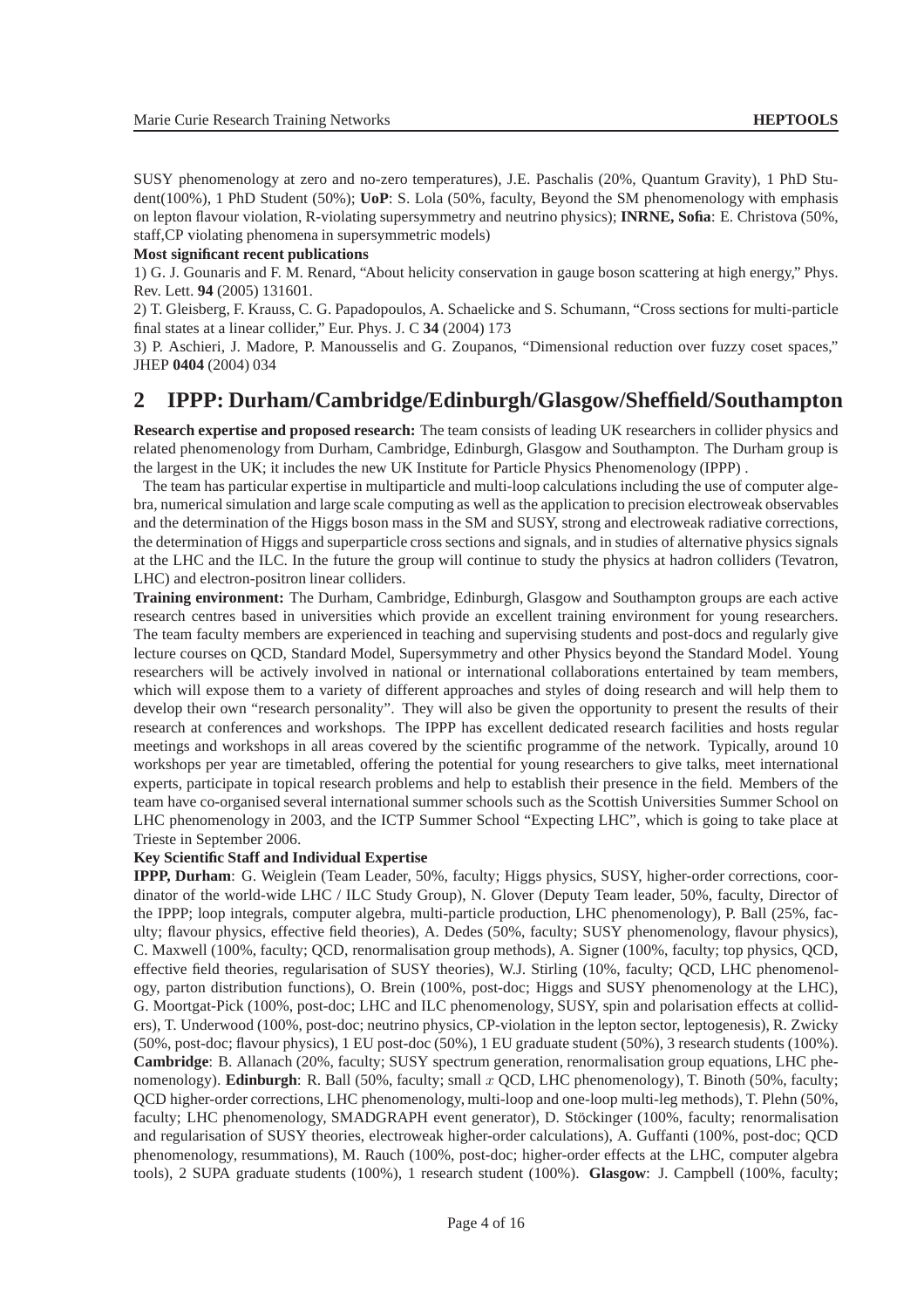SUSY phenomenology at zero and no-zero temperatures), J.E. Paschalis (20%, Quantum Gravity), 1 PhD Student(100%), 1 PhD Student (50%); **UoP**: S. Lola (50%, faculty, Beyond the SM phenomenology with emphasis on lepton flavour violation, R-violating supersymmetry and neutrino physics); **INRNE, Sofia**: E. Christova (50%, staff,CP violating phenomena in supersymmetric models)

**Most significant recent publications**

1) G. J. Gounaris and F. M. Renard, "About helicity conservation in gauge boson scattering at high energy," Phys. Rev. Lett. **94** (2005) 131601.

2) T. Gleisberg, F. Krauss, C. G. Papadopoulos, A. Schaelicke and S. Schumann, "Cross sections for multi-particle final states at a linear collider," Eur. Phys. J. C **34** (2004) 173

3) P. Aschieri, J. Madore, P. Manousselis and G. Zoupanos, "Dimensional reduction over fuzzy coset spaces," JHEP **0404** (2004) 034

## 2 IPPP: Durham/Cambridge/Edinburgh/Glasgow/Sheffield/Southampton

**Research expertise and proposed research:** The team consists of leading UK researchers in collider physics and related phenomenology from Durham, Cambridge, Edinburgh, Glasgow and Southampton. The Durham group is the largest in the UK; it includes the new UK Institute for Particle Physics Phenomenology (IPPP) .

The team has particular expertise in multiparticle and multi-loop calculations including the use of computer algebra, numerical simulation and large scale computing as well as the application to precision electroweak observables and the determination of the Higgs boson mass in the SM and SUSY, strong and electroweak radiative corrections, the determination of Higgs and superparticle cross sections and signals, and in studies of alternative physics signals at the LHC and the ILC. In the future the group will continue to study the physics at hadron colliders (Tevatron, LHC) and electron-positron linear colliders.

**Training environment:** The Durham, Cambridge, Edinburgh, Glasgow and Southampton groups are each active research centres based in universities which provide an excellent training environment for young researchers. The team faculty members are experienced in teaching and supervising students and post-docs and regularly give lecture courses on QCD, Standard Model, Supersymmetry and other Physics beyond the Standard Model. Young researchers will be actively involved in national or international collaborations entertained by team members, which will expose them to a variety of different approaches and styles of doing research and will help them to develop their own "research personality". They will also be given the opportunity to present the results of their research at conferences and workshops. The IPPP has excellent dedicated research facilities and hosts regular meetings and workshops in all areas covered by the scientific programme of the network. Typically, around 10 workshops per year are timetabled, offering the potential for young researchers to give talks, meet international experts, participate in topical research problems and help to establish their presence in the field. Members of the team have co-organised several international summer schools such as the Scottish Universities Summer School on LHC phenomenology in 2003, and the ICTP Summer School "Expecting LHC", which is going to take place at Trieste in September 2006.

**Key Scientific Staff and Individual Expertise**

**IPPP, Durham**: G. Weiglein (Team Leader, 50%, faculty; Higgs physics, SUSY, higher-order corrections, coordinator of the world-wide LHC / ILC Study Group), N. Glover (Deputy Team leader, 50%, faculty, Director of the IPPP; loop integrals, computer algebra, multi-particle production, LHC phenomenology), P. Ball (25%, faculty; flavour physics, effective field theories), A. Dedes (50%, faculty; SUSY phenomenology, flavour physics), C. Maxwell (100%, faculty; QCD, renormalisation group methods), A. Signer (100%, faculty; top physics, QCD, effective field theories, regularisation of SUSY theories), W.J. Stirling (10%, faculty; QCD, LHC phenomenology, parton distribution functions), O. Brein (100%, post-doc; Higgs and SUSY phenomenology at the LHC), G. Moortgat-Pick (100%, post-doc; LHC and ILC phenomenology, SUSY, spin and polarisation effects at colliders), T. Underwood (100%, post-doc; neutrino physics, CP-violation in the lepton sector, leptogenesis), R. Zwicky (50%, post-doc; flavour physics), 1 EU post-doc (50%), 1 EU graduate student (50%), 3 research students (100%). **Cambridge**: B. Allanach (20%, faculty; SUSY spectrum generation, renormalisation group equations, LHC phenomenology). **Edinburgh**: R. Ball (50%, faculty; small $x$ QCD, LHC phenomenology), T. Binoth (50%, faculty; QCD higher-order corrections, LHC phenomenology, multi-loop and one-loop multi-leg methods), T. Plehn (50%, faculty; LHC phenomenology, SMADGRAPH event generator), D. Stöckinger (100%, faculty; renormalisation and regularisation of SUSY theories, electroweak higher-order calculations), A. Guffanti (100%, post-doc; QCD phenomenology, resummations), M. Rauch (100%, post-doc; higher-order effects at the LHC, computer algebra tools), 2 SUPA graduate students (100%), 1 research student (100%). **Glasgow**: J. Campbell (100%, faculty;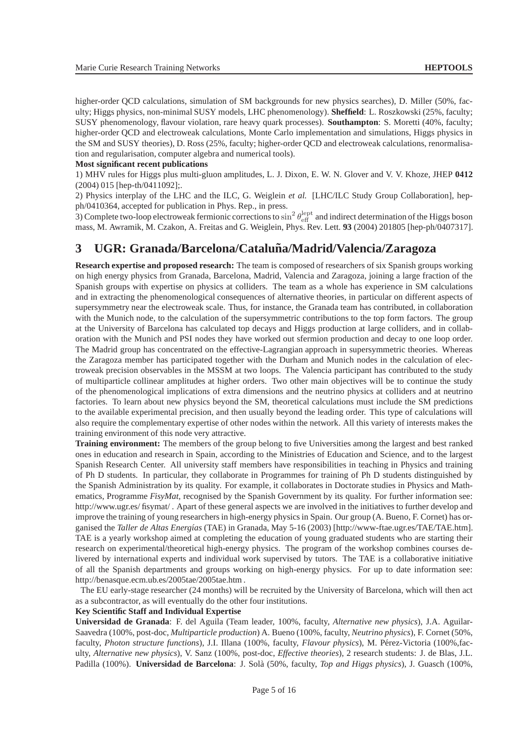higher-order QCD calculations, simulation of SM backgrounds for new physics searches), D. Miller (50%, faculty; Higgs physics, non-minimal SUSY models, LHC phenomenology). **Sheffield**: L. Roszkowski (25%, faculty; SUSY phenomenology, flavour violation, rare heavy quark processes). **Southampton**: S. Moretti (40%, faculty; higher-order QCD and electroweak calculations, Monte Carlo implementation and simulations, Higgs physics in the SM and SUSY theories), D. Ross (25%, faculty; higher-order QCD and electroweak calculations, renormalisation and regularisation, computer algebra and numerical tools).

**Most significant recent publications**

1) MHV rules for Higgs plus multi-gluon amplitudes, L. J. Dixon, E. W. N. Glover and V. V. Khoze, JHEP **0412** (2004) 015 [hep-th/0411092];.

2) Physics interplay of the LHC and the ILC, G. Weiglein *et al.* [LHC/ILC Study Group Collaboration], hep-ph/0410364, accepted for publication in Phys. Rep., in press.

3) Complete two-loop electroweak fermionic corrections to $\sin^2\theta_{\rm eff}^{\rm lept}$ and indirect determination of the Higgs boson mass, M. Awramik, M. Czakon, A. Freitas and G. Weiglein, Phys. Rev. Lett. **93** (2004) 201805 [hep-ph/0407317].

## 3 UGR: Granada/Barcelona/Cataluña/Madrid/Valencia/Zaragoza

**Research expertise and proposed research:** The team is composed of researchers of six Spanish groups working on high energy physics from Granada, Barcelona, Madrid, Valencia and Zaragoza, joining a large fraction of the Spanish groups with expertise on physics at colliders. The team as a whole has experience in SM calculations and in extracting the phenomenological consequences of alternative theories, in particular on different aspects of supersymmetry near the electroweak scale. Thus, for instance, the Granada team has contributed, in collaboration with the Munich node, to the calculation of the supersymmetric contributions to the top form factors. The group at the University of Barcelona has calculated top decays and Higgs production at large colliders, and in collaboration with the Munich and PSI nodes they have worked out sfermion production and decay to one loop order. The Madrid group has concentrated on the effective-Lagrangian approach in supersymmetric theories. Whereas the Zaragoza member has participated together with the Durham and Munich nodes in the calculation of electroweak precision observables in the MSSM at two loops. The Valencia participant has contributed to the study of multiparticle collinear amplitudes at higher orders. Two other main objectives will be to continue the study of the phenomenological implications of extra dimensions and the neutrino physics at colliders and at neutrino factories. To learn about new physics beyond the SM, theoretical calculations must include the SM predictions to the available experimental precision, and then usually beyond the leading order. This type of calculations will also require the complementary expertise of other nodes within the network. All this variety of interests makes the training environment of this node very attractive.

**Training environment:** The members of the group belong to five Universities among the largest and best ranked ones in education and research in Spain, according to the Ministries of Education and Science, and to the largest Spanish Research Center. All university staff members have responsibilities in teaching in Physics and training of Ph D students. In particular, they collaborate in Programmes for training of Ph D students distinguished by the Spanish Administration by its quality. For example, it collaborates in Doctorate studies in Physics and Mathematics, Programme *FisyMat*, recognised by the Spanish Government by its quality. For further information see: http://www.ugr.es/ fisymat/ . Apart of these general aspects we are involved in the initiatives to further develop and improve the training of young researchers in high-energy physics in Spain. Our group (A. Bueno, F. Cornet) has organised the *Taller de Altas Energías* (TAE) in Granada, May 5-16 (2003) [http://www-ftae.ugr.es/TAE/TAE.htm]. TAE is a yearly workshop aimed at completing the education of young graduated students who are starting their research on experimental/theoretical high-energy physics. The program of the workshop combines courses delivered by international experts and individual work supervised by tutors. The TAE is a collaborative initiative of all the Spanish departments and groups working on high-energy physics. For up to date information see: http://benasque.ecm.ub.es/2005tae/2005tae.htm .

The EU early-stage researcher (24 months) will be recruited by the University of Barcelona, which will then act as a subcontractor, as will eventually do the other four institutions.

**Key Scientific Staff and Individual Expertise**

**Universidad de Granada**: F. del Aguila (Team leader, 100%, faculty, *Alternative new physics*), J.A. Aguilar-Saavedra (100%, post-doc, *Multiparticle production*) A. Bueno (100%, faculty, *Neutrino physics*), F. Cornet (50%, faculty, *Photon structure functions*), J.I. Illana (100%, faculty, *Flavour physics*), M. Pérez-Victoria (100%,faculty, *Alternative new physics*), V. Sanz (100%, post-doc, *Effective theories*), 2 research students: J. de Blas, J.L. Padilla (100%). **Universidad de Barcelona**: J. Solà (50%, faculty, *Top and Higgs physics*), J. Guasch (100%,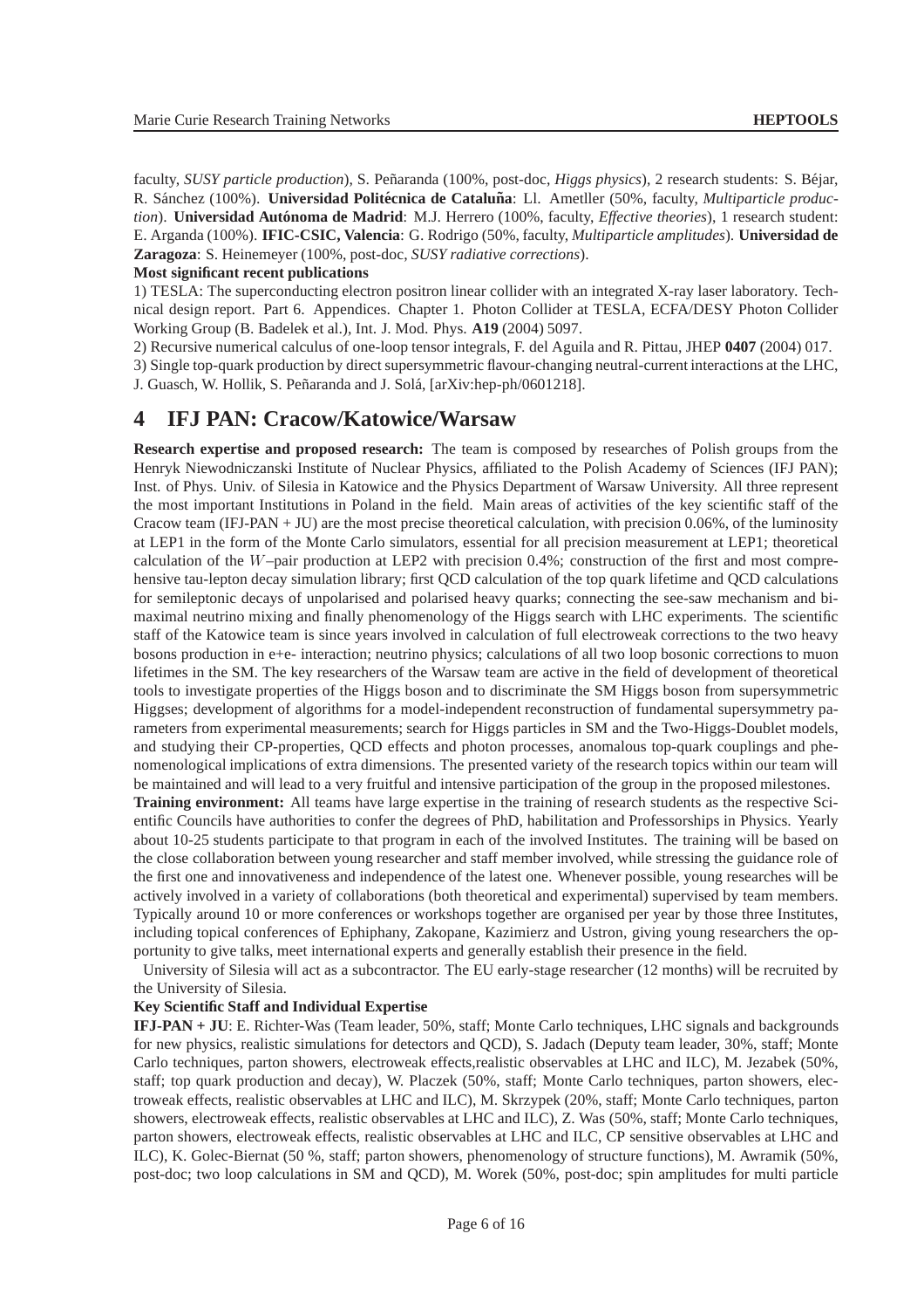faculty, *SUSY particle production*), S. Peñaranda (100%, post-doc, *Higgs physics*), 2 research students: S. Béjar, R. Sánchez (100%). **Universidad Politécnica de Cataluña**: Ll. Ametller (50%, faculty, *Multiparticle production*). **Universidad Autónoma de Madrid**: M.J. Herrero (100%, faculty, *Effective theories*), 1 research student: E. Arganda (100%). **IFIC-CSIC, Valencia**: G. Rodrigo (50%, faculty, *Multiparticle amplitudes*). **Universidad de Zaragoza**: S. Heinemeyer (100%, post-doc, *SUSY radiative corrections*).

**Most significant recent publications**

1) TESLA: The superconducting electron positron linear collider with an integrated X-ray laser laboratory. Technical design report. Part 6. Appendices. Chapter 1. Photon Collider at TESLA, ECFA/DESY Photon Collider Working Group (B. Badelek et al.), Int. J. Mod. Phys. **A19** (2004) 5097.

2) Recursive numerical calculus of one-loop tensor integrals, F. del Aguila and R. Pittau, JHEP **0407** (2004) 017.

3) Single top-quark production by direct supersymmetric flavour-changing neutral-current interactions at the LHC, J. Guasch, W. Hollik, S. Peñaranda and J. Solá, [arXiv:hep-ph/0601218].

# 4 IFJ PAN: Cracow/Katowice/Warsaw

**Research expertise and proposed research:** The team is composed by researches of Polish groups from the Henryk Niewodniczanski Institute of Nuclear Physics, affiliated to the Polish Academy of Sciences (IFJ PAN); Inst. of Phys. Univ. of Silesia in Katowice and the Physics Department of Warsaw University. All three represent the most important Institutions in Poland in the field. Main areas of activities of the key scientific staff of the Cracow team (IFJ-PAN + JU) are the most precise theoretical calculation, with precision 0.06%, of the luminosity at LEP1 in the form of the Monte Carlo simulators, essential for all precision measurement at LEP1; theoretical calculation of the $W$–pair production at LEP2 with precision 0.4%; construction of the first and most comprehensive tau-lepton decay simulation library; first QCD calculation of the top quark lifetime and QCD calculations for semileptonic decays of unpolarised and polarised heavy quarks; connecting the see-saw mechanism and bi-maximal neutrino mixing and finally phenomenology of the Higgs search with LHC experiments. The scientific staff of the Katowice team is since years involved in calculation of full electroweak corrections to the two heavy bosons production in e+e- interaction; neutrino physics; calculations of all two loop bosonic corrections to muon lifetimes in the SM. The key researchers of the Warsaw team are active in the field of development of theoretical tools to investigate properties of the Higgs boson and to discriminate the SM Higgs boson from supersymmetric Higgses; development of algorithms for a model-independent reconstruction of fundamental supersymmetry parameters from experimental measurements; search for Higgs particles in SM and the Two-Higgs-Doublet models, and studying their CP-properties, QCD effects and photon processes, anomalous top-quark couplings and phenomenological implications of extra dimensions. The presented variety of the research topics within our team will be maintained and will lead to a very fruitful and intensive participation of the group in the proposed milestones.

**Training environment:** All teams have large expertise in the training of research students as the respective Scientific Councils have authorities to confer the degrees of PhD, habilitation and Professorships in Physics. Yearly about 10-25 students participate to that program in each of the involved Institutes. The training will be based on the close collaboration between young researcher and staff member involved, while stressing the guidance role of the first one and innovativeness and independence of the latest one. Whenever possible, young researches will be actively involved in a variety of collaborations (both theoretical and experimental) supervised by team members. Typically around 10 or more conferences or workshops together are organised per year by those three Institutes, including topical conferences of Ephiphany, Zakopane, Kazimierz and Ustron, giving young researchers the opportunity to give talks, meet international experts and generally establish their presence in the field.

University of Silesia will act as a subcontractor. The EU early-stage researcher (12 months) will be recruited by the University of Silesia.

**Key Scientific Staff and Individual Expertise**

**IFJ-PAN + JU**: E. Richter-Was (Team leader, 50%, staff; Monte Carlo techniques, LHC signals and backgrounds for new physics, realistic simulations for detectors and QCD), S. Jadach (Deputy team leader, 30%, staff; Monte Carlo techniques, parton showers, electroweak effects,realistic observables at LHC and ILC), M. Jezabek (50%, staff; top quark production and decay), W. Placzek (50%, staff; Monte Carlo techniques, parton showers, electroweak effects, realistic observables at LHC and ILC), M. Skrzypek (20%, staff; Monte Carlo techniques, parton showers, electroweak effects, realistic observables at LHC and ILC), Z. Was (50%, staff; Monte Carlo techniques, parton showers, electroweak effects, realistic observables at LHC and ILC, CP sensitive observables at LHC and ILC), K. Golec-Biernat (50 %, staff; parton showers, phenomenology of structure functions), M. Awramik (50%, post-doc; two loop calculations in SM and QCD), M. Worek (50%, post-doc; spin amplitudes for multi particle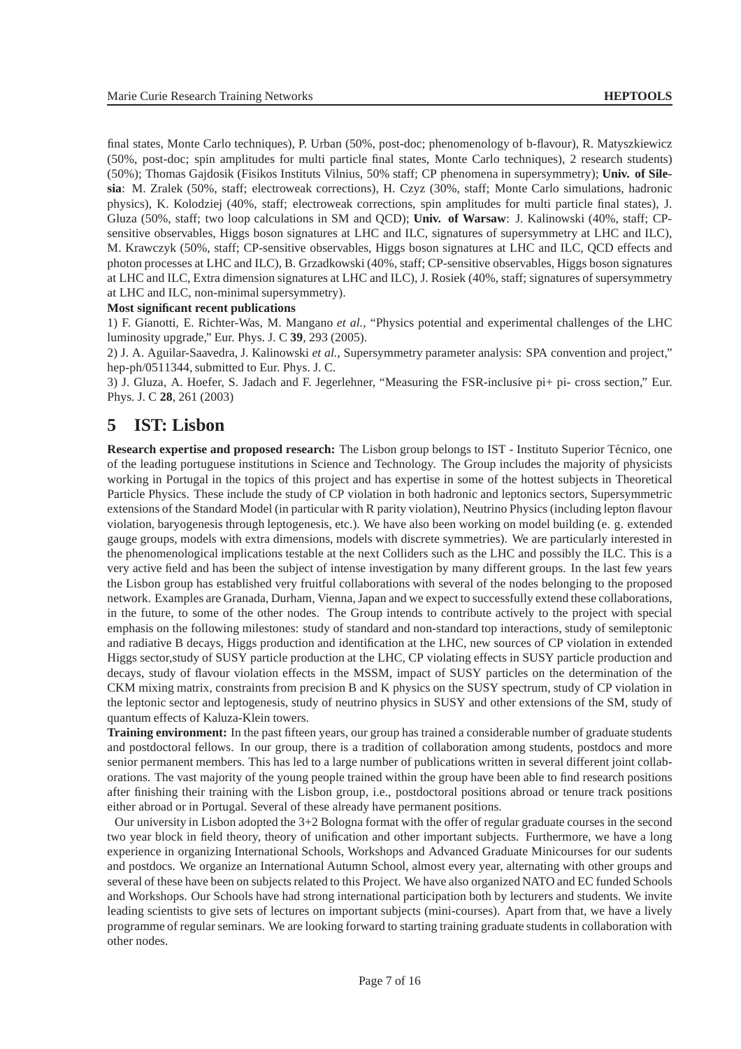final states, Monte Carlo techniques), P. Urban (50%, post-doc; phenomenology of b-flavour), R. Matyszkiewicz (50%, post-doc; spin amplitudes for multi particle final states, Monte Carlo techniques), 2 research students) (50%); Thomas Gajdosik (Fisikos Instituts Vilnius, 50% staff; CP phenomena in supersymmetry); **Univ. of Silesia**: M. Zralek (50%, staff; electroweak corrections), H. Czyz (30%, staff; Monte Carlo simulations, hadronic physics), K. Kolodziej (40%, staff; electroweak corrections, spin amplitudes for multi particle final states), J. Gluza (50%, staff; two loop calculations in SM and QCD); **Univ. of Warsaw**: J. Kalinowski (40%, staff; CP-sensitive observables, Higgs boson signatures at LHC and ILC, signatures of supersymmetry at LHC and ILC), M. Krawczyk (50%, staff; CP-sensitive observables, Higgs boson signatures at LHC and ILC, QCD effects and photon processes at LHC and ILC), B. Grzadkowski (40%, staff; CP-sensitive observables, Higgs boson signatures at LHC and ILC, Extra dimension signatures at LHC and ILC), J. Rosiek (40%, staff; signatures of supersymmetry at LHC and ILC, non-minimal supersymmetry).

**Most significant recent publications**

1) F. Gianotti, E. Richter-Was, M. Mangano *et al.*, "Physics potential and experimental challenges of the LHC luminosity upgrade," Eur. Phys. J. C **39**, 293 (2005).

2) J. A. Aguilar-Saavedra, J. Kalinowski *et al.*, Supersymmetry parameter analysis: SPA convention and project," hep-ph/0511344, submitted to Eur. Phys. J. C.

3) J. Gluza, A. Hoefer, S. Jadach and F. Jegerlehner, "Measuring the FSR-inclusive pi+ pi- cross section," Eur. Phys. J. C **28**, 261 (2003)

# 5 IST: Lisbon

**Research expertise and proposed research:** The Lisbon group belongs to IST - Instituto Superior Técnico, one of the leading portuguese institutions in Science and Technology. The Group includes the majority of physicists working in Portugal in the topics of this project and has expertise in some of the hottest subjects in Theoretical Particle Physics. These include the study of CP violation in both hadronic and leptonics sectors, Supersymmetric extensions of the Standard Model (in particular with R parity violation), Neutrino Physics (including lepton flavour violation, baryogenesis through leptogenesis, etc.). We have also been working on model building (e. g. extended gauge groups, models with extra dimensions, models with discrete symmetries). We are particularly interested in the phenomenological implications testable at the next Colliders such as the LHC and possibly the ILC. This is a very active field and has been the subject of intense investigation by many different groups. In the last few years the Lisbon group has established very fruitful collaborations with several of the nodes belonging to the proposed network. Examples are Granada, Durham, Vienna, Japan and we expect to successfully extend these collaborations, in the future, to some of the other nodes. The Group intends to contribute actively to the project with special emphasis on the following milestones: study of standard and non-standard top interactions, study of semileptonic and radiative B decays, Higgs production and identification at the LHC, new sources of CP violation in extended Higgs sector,study of SUSY particle production at the LHC, CP violating effects in SUSY particle production and decays, study of flavour violation effects in the MSSM, impact of SUSY particles on the determination of the CKM mixing matrix, constraints from precision B and K physics on the SUSY spectrum, study of CP violation in the leptonic sector and leptogenesis, study of neutrino physics in SUSY and other extensions of the SM, study of quantum effects of Kaluza-Klein towers.

**Training environment:** In the past fifteen years, our group has trained a considerable number of graduate students and postdoctoral fellows. In our group, there is a tradition of collaboration among students, postdocs and more senior permanent members. This has led to a large number of publications written in several different joint collaborations. The vast majority of the young people trained within the group have been able to find research positions after finishing their training with the Lisbon group, i.e., postdoctoral positions abroad or tenure track positions either abroad or in Portugal. Several of these already have permanent positions.

Our university in Lisbon adopted the 3+2 Bologna format with the offer of regular graduate courses in the second two year block in field theory, theory of unification and other important subjects. Furthermore, we have a long experience in organizing International Schools, Workshops and Advanced Graduate Minicourses for our sudents and postdocs. We organize an International Autumn School, almost every year, alternating with other groups and several of these have been on subjects related to this Project. We have also organized NATO and EC funded Schools and Workshops. Our Schools have had strong international participation both by lecturers and students. We invite leading scientists to give sets of lectures on important subjects (mini-courses). Apart from that, we have a lively programme of regular seminars. We are looking forward to starting training graduate students in collaboration with other nodes.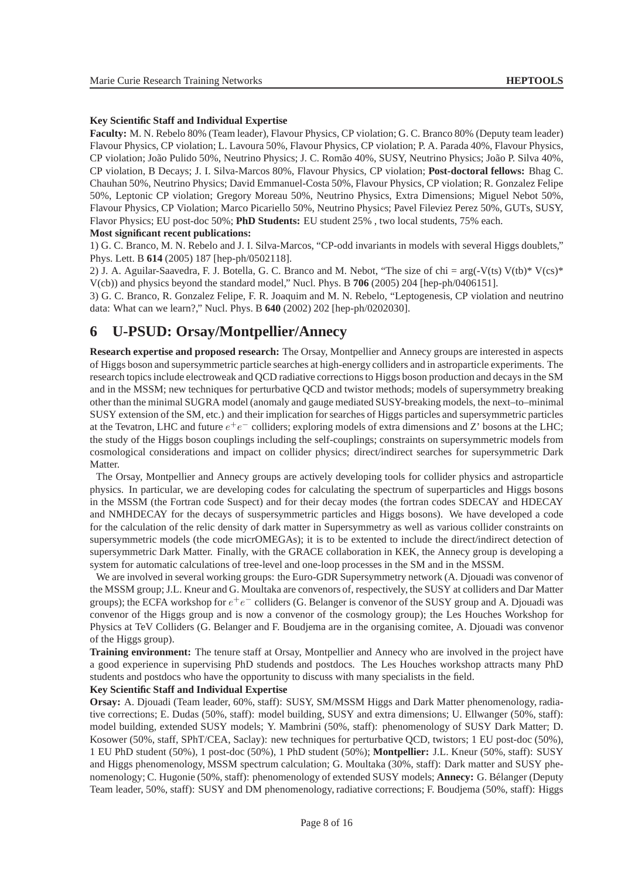**Key Scientific Staff and Individual Expertise**

**Faculty:** M. N. Rebelo 80% (Team leader), Flavour Physics, CP violation; G. C. Branco 80% (Deputy team leader) Flavour Physics, CP violation; L. Lavoura 50%, Flavour Physics, CP violation; P. A. Parada 40%, Flavour Physics, CP violation; João Pulido 50%, Neutrino Physics; J. C. Romão 40%, SUSY, Neutrino Physics; João P. Silva 40%, CP violation, B Decays; J. I. Silva-Marcos 80%, Flavour Physics, CP violation; **Post-doctoral fellows:** Bhag C. Chauhan 50%, Neutrino Physics; David Emmanuel-Costa 50%, Flavour Physics, CP violation; R. Gonzalez Felipe 50%, Leptonic CP violation; Gregory Moreau 50%, Neutrino Physics, Extra Dimensions; Miguel Nebot 50%, Flavour Physics, CP Violation; Marco Picariello 50%, Neutrino Physics; Pavel Fileviez Perez 50%, GUTs, SUSY, Flavor Physics; EU post-doc 50%; **PhD Students:** EU student 25% , two local students, 75% each.

**Most significant recent publications:**

1) G. C. Branco, M. N. Rebelo and J. I. Silva-Marcos, "CP-odd invariants in models with several Higgs doublets," Phys. Lett. B **614** (2005) 187 [hep-ph/0502118].

2) J. A. Aguilar-Saavedra, F. J. Botella, G. C. Branco and M. Nebot, "The size of chi = arg(-V(ts) V(tb)* V(cs)* V(cb)) and physics beyond the standard model," Nucl. Phys. B **706** (2005) 204 [hep-ph/0406151].

3) G. C. Branco, R. Gonzalez Felipe, F. R. Joaquim and M. N. Rebelo, "Leptogenesis, CP violation and neutrino data: What can we learn?," Nucl. Phys. B **640** (2002) 202 [hep-ph/0202030].

# 6 U-PSUD: Orsay/Montpellier/Annecy

**Research expertise and proposed research:** The Orsay, Montpellier and Annecy groups are interested in aspects of Higgs boson and supersymmetric particle searches at high-energy colliders and in astroparticle experiments. The research topics include electroweak and QCD radiative corrections to Higgs boson production and decays in the SM and in the MSSM; new techniques for perturbative QCD and twistor methods; models of supersymmetry breaking other than the minimal SUGRA model (anomaly and gauge mediated SUSY-breaking models, the next–to–minimal SUSY extension of the SM, etc.) and their implication for searches of Higgs particles and supersymmetric particles at the Tevatron, LHC and future $e^+e^-$ colliders; exploring models of extra dimensions and Z' bosons at the LHC; the study of the Higgs boson couplings including the self-couplings; constraints on supersymmetric models from cosmological considerations and impact on collider physics; direct/indirect searches for supersymmetric Dark Matter.

The Orsay, Montpellier and Annecy groups are actively developing tools for collider physics and astroparticle physics. In particular, we are developing codes for calculating the spectrum of superparticles and Higgs bosons in the MSSM (the Fortran code Suspect) and for their decay modes (the fortran codes SDECAY and HDECAY and NMHDECAY for the decays of suspersymmetric particles and Higgs bosons). We have developed a code for the calculation of the relic density of dark matter in Supersymmetry as well as various collider constraints on supersymmetric models (the code micrOMEGAs); it is to be extented to include the direct/indirect detection of supersymmetric Dark Matter. Finally, with the GRACE collaboration in KEK, the Annecy group is developing a system for automatic calculations of tree-level and one-loop processes in the SM and in the MSSM.

We are involved in several working groups: the Euro-GDR Supersymmetry network (A. Djouadi was convenor of the MSSM group; J.L. Kneur and G. Moultaka are convenors of, respectively, the SUSY at colliders and Dar Matter groups); the ECFA workshop for $e^+e^-$ colliders (G. Belanger is convenor of the SUSY group and A. Djouadi was convenor of the Higgs group and is now a convenor of the cosmology group); the Les Houches Workshop for Physics at TeV Colliders (G. Belanger and F. Boudjema are in the organising comitee, A. Djouadi was convenor of the Higgs group).

**Training environment:** The tenure staff at Orsay, Montpellier and Annecy who are involved in the project have a good experience in supervising PhD studends and postdocs. The Les Houches workshop attracts many PhD students and postdocs who have the opportunity to discuss with many specialists in the field.

**Key Scientific Staff and Individual Expertise**

**Orsay:** A. Djouadi (Team leader, 60%, staff): SUSY, SM/MSSM Higgs and Dark Matter phenomenology, radiative corrections; E. Dudas (50%, staff): model building, SUSY and extra dimensions; U. Ellwanger (50%, staff): model building, extended SUSY models; Y. Mambrini (50%, staff): phenomenology of SUSY Dark Matter; D. Kosower (50%, staff, SPhT/CEA, Saclay): new techniques for perturbative QCD, twistors; 1 EU post-doc (50%), 1 EU PhD student (50%), 1 post-doc (50%), 1 PhD student (50%); **Montpellier:** J.L. Kneur (50%, staff): SUSY and Higgs phenomenology, MSSM spectrum calculation; G. Moultaka (30%, staff): Dark matter and SUSY phenomenology; C. Hugonie (50%, staff): phenomenology of extended SUSY models; **Annecy:** G. Bélanger (Deputy Team leader, 50%, staff): SUSY and DM phenomenology, radiative corrections; F. Boudjema (50%, staff): Higgs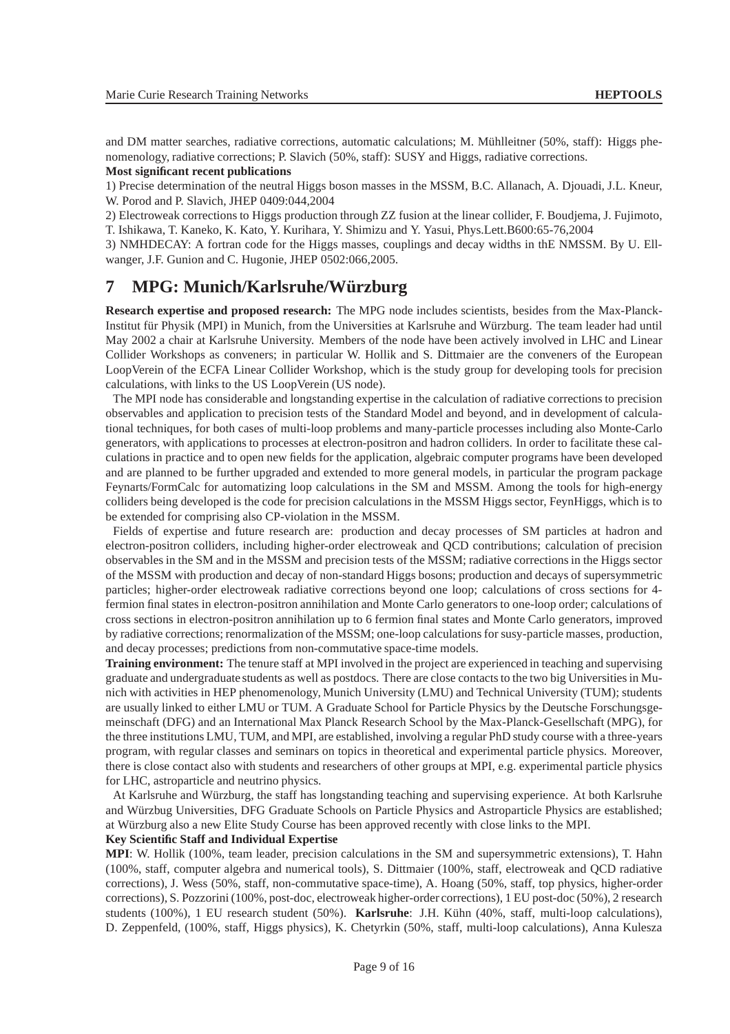and DM matter searches, radiative corrections, automatic calculations; M. Mühlleitner (50%, staff): Higgs phenomenology, radiative corrections; P. Slavich (50%, staff): SUSY and Higgs, radiative corrections.

**Most significant recent publications**

1) Precise determination of the neutral Higgs boson masses in the MSSM, B.C. Allanach, A. Djouadi, J.L. Kneur, W. Porod and P. Slavich, JHEP 0409:044,2004

2) Electroweak corrections to Higgs production through ZZ fusion at the linear collider, F. Boudjema, J. Fujimoto, T. Ishikawa, T. Kaneko, K. Kato, Y. Kurihara, Y. Shimizu and Y. Yasui, Phys.Lett.B600:65-76,2004

3) NMHDECAY: A fortran code for the Higgs masses, couplings and decay widths in thE NMSSM. By U. Ellwanger, J.F. Gunion and C. Hugonie, JHEP 0502:066,2005.

# 7 MPG: Munich/Karlsruhe/Würzburg

**Research expertise and proposed research:** The MPG node includes scientists, besides from the Max-Planck-Institut für Physik (MPI) in Munich, from the Universities at Karlsruhe and Würzburg. The team leader had until May 2002 a chair at Karlsruhe University. Members of the node have been actively involved in LHC and Linear Collider Workshops as conveners; in particular W. Hollik and S. Dittmaier are the conveners of the European LoopVerein of the ECFA Linear Collider Workshop, which is the study group for developing tools for precision calculations, with links to the US LoopVerein (US node).

The MPI node has considerable and longstanding expertise in the calculation of radiative corrections to precision observables and application to precision tests of the Standard Model and beyond, and in development of calculational techniques, for both cases of multi-loop problems and many-particle processes including also Monte-Carlo generators, with applications to processes at electron-positron and hadron colliders. In order to facilitate these calculations in practice and to open new fields for the application, algebraic computer programs have been developed and are planned to be further upgraded and extended to more general models, in particular the program package Feynarts/FormCalc for automatizing loop calculations in the SM and MSSM. Among the tools for high-energy colliders being developed is the code for precision calculations in the MSSM Higgs sector, FeynHiggs, which is to be extended for comprising also CP-violation in the MSSM.

Fields of expertise and future research are: production and decay processes of SM particles at hadron and electron-positron colliders, including higher-order electroweak and QCD contributions; calculation of precision observables in the SM and in the MSSM and precision tests of the MSSM; radiative corrections in the Higgs sector of the MSSM with production and decay of non-standard Higgs bosons; production and decays of supersymmetric particles; higher-order electroweak radiative corrections beyond one loop; calculations of cross sections for 4-fermion final states in electron-positron annihilation and Monte Carlo generators to one-loop order; calculations of cross sections in electron-positron annihilation up to 6 fermion final states and Monte Carlo generators, improved by radiative corrections; renormalization of the MSSM; one-loop calculations for susy-particle masses, production, and decay processes; predictions from non-commutative space-time models.

**Training environment:** The tenure staff at MPI involved in the project are experienced in teaching and supervising graduate and undergraduate students as well as postdocs. There are close contacts to the two big Universities in Munich with activities in HEP phenomenology, Munich University (LMU) and Technical University (TUM); students are usually linked to either LMU or TUM. A Graduate School for Particle Physics by the Deutsche Forschungsgemeinschaft (DFG) and an International Max Planck Research School by the Max-Planck-Gesellschaft (MPG), for the three institutions LMU, TUM, and MPI, are established, involving a regular PhD study course with a three-years program, with regular classes and seminars on topics in theoretical and experimental particle physics. Moreover, there is close contact also with students and researchers of other groups at MPI, e.g. experimental particle physics for LHC, astroparticle and neutrino physics.

At Karlsruhe and Würzburg, the staff has longstanding teaching and supervising experience. At both Karlsruhe and Würzbug Universities, DFG Graduate Schools on Particle Physics and Astroparticle Physics are established; at Würzburg also a new Elite Study Course has been approved recently with close links to the MPI.

**Key Scientific Staff and Individual Expertise**

**MPI**: W. Hollik (100%, team leader, precision calculations in the SM and supersymmetric extensions), T. Hahn (100%, staff, computer algebra and numerical tools), S. Dittmaier (100%, staff, electroweak and QCD radiative corrections), J. Wess (50%, staff, non-commutative space-time), A. Hoang (50%, staff, top physics, higher-order corrections), S. Pozzorini (100%, post-doc, electroweak higher-order corrections), 1 EU post-doc (50%), 2 research students (100%), 1 EU research student (50%). **Karlsruhe**: J.H. Kühn (40%, staff, multi-loop calculations), D. Zeppenfeld, (100%, staff, Higgs physics), K. Chetyrkin (50%, staff, multi-loop calculations), Anna Kulesza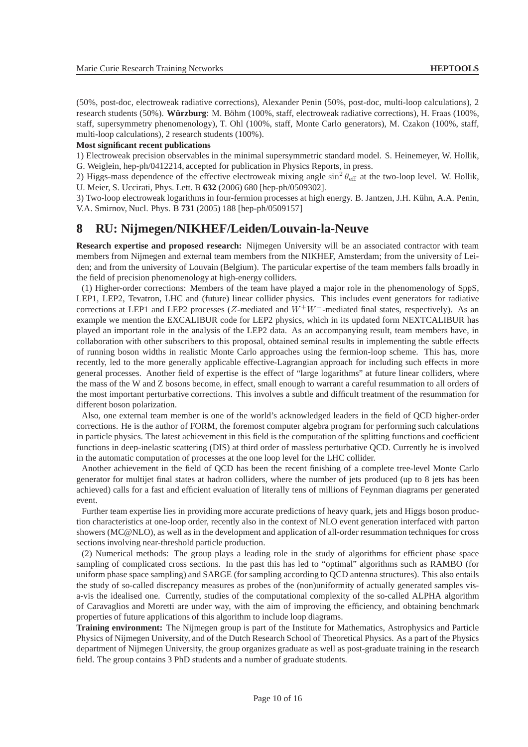(50%, post-doc, electroweak radiative corrections), Alexander Penin (50%, post-doc, multi-loop calculations), 2 research students (50%). **Würzburg**: M. Böhm (100%, staff, electroweak radiative corrections), H. Fraas (100%, staff, supersymmetry phenomenology), T. Ohl (100%, staff, Monte Carlo generators), M. Czakon (100%, staff, multi-loop calculations), 2 research students (100%).

**Most significant recent publications**

1) Electroweak precision observables in the minimal supersymmetric standard model. S. Heinemeyer, W. Hollik, G. Weiglein, hep-ph/0412214, accepted for publication in Physics Reports, in press.

2) Higgs-mass dependence of the effective electroweak mixing angle $\sin^2\theta_{\rm eff}$ at the two-loop level. W. Hollik, U. Meier, S. Uccirati, Phys. Lett. B **632** (2006) 680 [hep-ph/0509302].

3) Two-loop electroweak logarithms in four-fermion processes at high energy. B. Jantzen, J.H. Kühn, A.A. Penin, V.A. Smirnov, Nucl. Phys. B **731** (2005) 188 [hep-ph/0509157]

# 8 RU: Nijmegen/NIKHEF/Leiden/Louvain-la-Neuve

**Research expertise and proposed research:** Nijmegen University will be an associated contractor with team members from Nijmegen and external team members from the NIKHEF, Amsterdam; from the university of Leiden; and from the university of Louvain (Belgium). The particular expertise of the team members falls broadly in the field of precision phenomenology at high-energy colliders.

(1) Higher-order corrections: Members of the team have played a major role in the phenomenology of SppS, LEP1, LEP2, Tevatron, LHC and (future) linear collider physics. This includes event generators for radiative corrections at LEP1 and LEP2 processes ($Z$-mediated and $W^+W^-$-mediated final states, respectively). As an example we mention the EXCALIBUR code for LEP2 physics, which in its updated form NEXTCALIBUR has played an important role in the analysis of the LEP2 data. As an accompanying result, team members have, in collaboration with other subscribers to this proposal, obtained seminal results in implementing the subtle effects of running boson widths in realistic Monte Carlo approaches using the fermion-loop scheme. This has, more recently, led to the more generally applicable effective-Lagrangian approach for including such effects in more general processes. Another field of expertise is the effect of "large logarithms" at future linear colliders, where the mass of the W and Z bosons become, in effect, small enough to warrant a careful resummation to all orders of the most important perturbative corrections. This involves a subtle and difficult treatment of the resummation for different boson polarization.

Also, one external team member is one of the world's acknowledged leaders in the field of QCD higher-order corrections. He is the author of FORM, the foremost computer algebra program for performing such calculations in particle physics. The latest achievement in this field is the computation of the splitting functions and coefficient functions in deep-inelastic scattering (DIS) at third order of massless perturbative QCD. Currently he is involved in the automatic computation of processes at the one loop level for the LHC collider.

Another achievement in the field of QCD has been the recent finishing of a complete tree-level Monte Carlo generator for multijet final states at hadron colliders, where the number of jets produced (up to 8 jets has been achieved) calls for a fast and efficient evaluation of literally tens of millions of Feynman diagrams per generated event.

Further team expertise lies in providing more accurate predictions of heavy quark, jets and Higgs boson production characteristics at one-loop order, recently also in the context of NLO event generation interfaced with parton showers (MC@NLO), as well as in the development and application of all-order resummation techniques for cross sections involving near-threshold particle production.

(2) Numerical methods: The group plays a leading role in the study of algorithms for efficient phase space sampling of complicated cross sections. In the past this has led to "optimal" algorithms such as RAMBO (for uniform phase space sampling) and SARGE (for sampling according to QCD antenna structures). This also entails the study of so-called discrepancy measures as probes of the (non)uniformity of actually generated samples vis-a-vis the idealised one. Currently, studies of the computational complexity of the so-called ALPHA algorithm of Caravaglios and Moretti are under way, with the aim of improving the efficiency, and obtaining benchmark properties of future applications of this algorithm to include loop diagrams.

**Training environment:** The Nijmegen group is part of the Institute for Mathematics, Astrophysics and Particle Physics of Nijmegen University, and of the Dutch Research School of Theoretical Physics. As a part of the Physics department of Nijmegen University, the group organizes graduate as well as post-graduate training in the research field. The group contains 3 PhD students and a number of graduate students.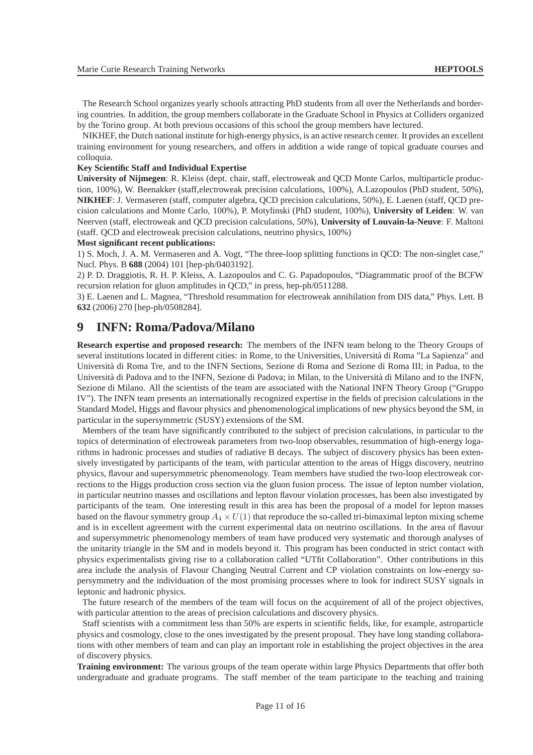The Research School organizes yearly schools attracting PhD students from all over the Netherlands and bordering countries. In addition, the group members collaborate in the Graduate School in Physics at Colliders organized by the Torino group. At both previous occasions of this school the group members have lectured.

NIKHEF, the Dutch national institute for high-energy physics, is an active research center. It provides an excellent training environment for young researchers, and offers in addition a wide range of topical graduate courses and colloquia.

**Key Scientific Staff and Individual Expertise**

**University of Nijmegen**: R. Kleiss (dept. chair, staff, electroweak and QCD Monte Carlos, multiparticle production, 100%), W. Beenakker (staff,electroweak precision calculations, 100%), A.Lazopoulos (PhD student, 50%), **NIKHEF**: J. Vermaseren (staff, computer algebra, QCD precision calculations, 50%), E. Laenen (staff, QCD precision calculations and Monte Carlo, 100%), P. Motylinski (PhD student, 100%), **University of Leiden**: W. van Neerven (staff, electroweak and QCD precision calculations, 50%), **University of Louvain-la-Neuve**: F. Maltoni (staff. QCD and electroweak precision calculations, neutrino physics, 100%)

**Most significant recent publications:**

1) S. Moch, J. A. M. Vermaseren and A. Vogt, "The three-loop splitting functions in QCD: The non-singlet case," Nucl. Phys. B **688** (2004) 101 [hep-ph/0403192].

2) P. D. Draggiotis, R. H. P. Kleiss, A. Lazopoulos and C. G. Papadopoulos, "Diagrammatic proof of the BCFW recursion relation for gluon amplitudes in QCD," in press, hep-ph/0511288.

3) E. Laenen and L. Magnea, "Threshold resummation for electroweak annihilation from DIS data," Phys. Lett. B **632** (2006) 270 [hep-ph/0508284].

# 9 INFN: Roma/Padova/Milano

**Research expertise and proposed research:** The members of the INFN team belong to the Theory Groups of several institutions located in different cities: in Rome, to the Universities, Università di Roma "La Sapienza" and Università di Roma Tre, and to the INFN Sections, Sezione di Roma and Sezione di Roma III; in Padua, to the Università di Padova and to the INFN, Sezione di Padova; in Milan, to the Università di Milano and to the INFN, Sezione di Milano. All the scientists of the team are associated with the National INFN Theory Group ("Gruppo IV"). The INFN team presents an internationally recognized expertise in the fields of precision calculations in the Standard Model, Higgs and flavour physics and phenomenological implications of new physics beyond the SM, in particular in the supersymmetric (SUSY) extensions of the SM.

Members of the team have significantly contributed to the subject of precision calculations, in particular to the topics of determination of electroweak parameters from two-loop observables, resummation of high-energy logarithms in hadronic processes and studies of radiative B decays. The subject of discovery physics has been extensively investigated by participants of the team, with particular attention to the areas of Higgs discovery, neutrino physics, flavour and supersymmetric phenomenology. Team members have studied the two-loop electroweak corrections to the Higgs production cross section via the gluon fusion process. The issue of lepton number violation, in particular neutrino masses and oscillations and lepton flavour violation processes, has been also investigated by participants of the team. One interesting result in this area has been the proposal of a model for lepton masses based on the flavour symmetry group $A_4 \times U(1)$ that reproduce the so-called tri-bimaximal lepton mixing scheme and is in excellent agreement with the current experimental data on neutrino oscillations. In the area of flavour and supersymmetric phenomenology members of team have produced very systematic and thorough analyses of the unitarity triangle in the SM and in models beyond it. This program has been conducted in strict contact with physics experimentalists giving rise to a collaboration called "UTfit Collaboration". Other contributions in this area include the analysis of Flavour Changing Neutral Current and CP violation constraints on low-energy supersymmetry and the individuation of the most promising processes where to look for indirect SUSY signals in leptonic and hadronic physics.

The future research of the members of the team will focus on the acquirement of all of the project objectives, with particular attention to the areas of precision calculations and discovery physics.

Staff scientists with a commitment less than 50% are experts in scientific fields, like, for example, astroparticle physics and cosmology, close to the ones investigated by the present proposal. They have long standing collaborations with other members of team and can play an important role in establishing the project objectives in the area of discovery physics.

**Training environment:** The various groups of the team operate within large Physics Departments that offer both undergraduate and graduate programs. The staff member of the team participate to the teaching and training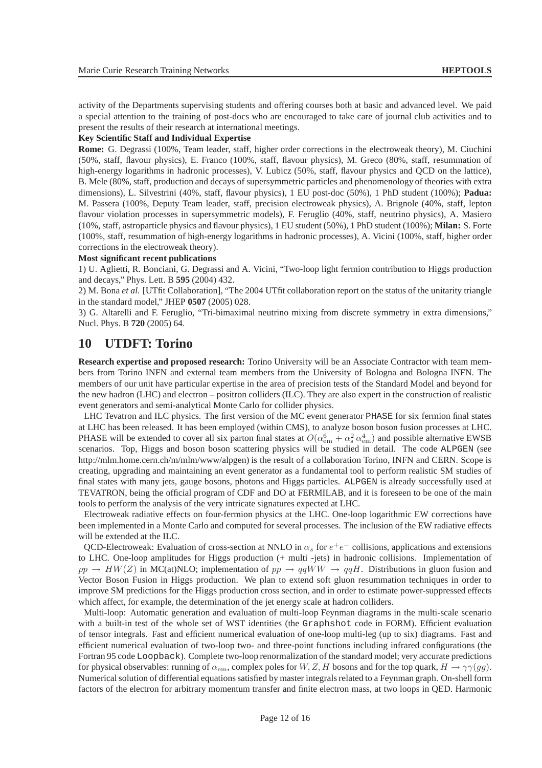activity of the Departments supervising students and offering courses both at basic and advanced level. We paid a special attention to the training of post-docs who are encouraged to take care of journal club activities and to present the results of their research at international meetings.

**Key Scientific Staff and Individual Expertise**

**Rome:** G. Degrassi (100%, Team leader, staff, higher order corrections in the electroweak theory), M. Ciuchini (50%, staff, flavour physics), E. Franco (100%, staff, flavour physics), M. Greco (80%, staff, resummation of high-energy logarithms in hadronic processes), V. Lubicz (50%, staff, flavour physics and QCD on the lattice), B. Mele (80%, staff, production and decays of supersymmetric particles and phenomenology of theories with extra dimensions), L. Silvestrini (40%, staff, flavour physics), 1 EU post-doc (50%), 1 PhD student (100%); **Padua:** M. Passera (100%, Deputy Team leader, staff, precision electroweak physics), A. Brignole (40%, staff, lepton flavour violation processes in supersymmetric models), F. Feruglio (40%, staff, neutrino physics), A. Masiero (10%, staff, astroparticle physics and flavour physics), 1 EU student (50%), 1 PhD student (100%); **Milan:** S. Forte (100%, staff, resummation of high-energy logarithms in hadronic processes), A. Vicini (100%, staff, higher order corrections in the electroweak theory).

**Most significant recent publications**

1) U. Aglietti, R. Bonciani, G. Degrassi and A. Vicini, "Two-loop light fermion contribution to Higgs production and decays," Phys. Lett. B **595** (2004) 432.

2) M. Bona *et al.* [UTfit Collaboration], "The 2004 UTfit collaboration report on the status of the unitarity triangle in the standard model," JHEP **0507** (2005) 028.

3) G. Altarelli and F. Feruglio, "Tri-bimaximal neutrino mixing from discrete symmetry in extra dimensions," Nucl. Phys. B **720** (2005) 64.

# 10 UTDFT: Torino

**Research expertise and proposed research:** Torino University will be an Associate Contractor with team members from Torino INFN and external team members from the University of Bologna and Bologna INFN. The members of our unit have particular expertise in the area of precision tests of the Standard Model and beyond for the new hadron (LHC) and electron – positron colliders (ILC). They are also expert in the construction of realistic event generators and semi-analytical Monte Carlo for collider physics.

LHC Tevatron and ILC physics. The first version of the MC event generator PHASE for six fermion final states at LHC has been released. It has been employed (within CMS), to analyze boson boson fusion processes at LHC. PHASE will be extended to cover all six parton final states at $O(\alpha_{\rm em}^6 + \alpha_{\rm s}^2\,\alpha_{\rm em}^4)$ and possible alternative EWSB scenarios. Top, Higgs and boson boson scattering physics will be studied in detail. The code ALPGEN (see http://mlm.home.cern.ch/m/mlm/www/alpgen) is the result of a collaboration Torino, INFN and CERN. Scope is creating, upgrading and maintaining an event generator as a fundamental tool to perform realistic SM studies of final states with many jets, gauge bosons, photons and Higgs particles. ALPGEN is already successfully used at TEVATRON, being the official program of CDF and DO at FERMILAB, and it is foreseen to be one of the main tools to perform the analysis of the very intricate signatures expected at LHC.

Electroweak radiative effects on four-fermion physics at the LHC. One-loop logarithmic EW corrections have been implemented in a Monte Carlo and computed for several processes. The inclusion of the EW radiative effects will be extended at the ILC.

QCD-Electroweak: Evaluation of cross-section at NNLO in $\alpha_s$ for $e^+e^-$ collisions, applications and extensions to LHC. One-loop amplitudes for Higgs production (+ multi -jets) in hadronic collisions. Implementation of $pp \to HW(Z)$ in MC(at)NLO; implementation of $pp \to qqWW \to qqH$. Distributions in gluon fusion and Vector Boson Fusion in Higgs production. We plan to extend soft gluon resummation techniques in order to improve SM predictions for the Higgs production cross section, and in order to estimate power-suppressed effects which affect, for example, the determination of the jet energy scale at hadron colliders.

Multi-loop: Automatic generation and evaluation of multi-loop Feynman diagrams in the multi-scale scenario with a built-in test of the whole set of WST identities (the Graphshot code in FORM). Efficient evaluation of tensor integrals. Fast and efficient numerical evaluation of one-loop multi-leg (up to six) diagrams. Fast and efficient numerical evaluation of two-loop two- and three-point functions including infrared configurations (the Fortran 95 code Loopback). Complete two-loop renormalization of the standard model; very accurate predictions for physical observables: running of $\alpha_{\rm em}$, complex poles for $W, Z, H$ bosons and for the top quark, $H \to \gamma\gamma(gg)$. Numerical solution of differential equations satisfied by master integrals related to a Feynman graph. On-shell form factors of the electron for arbitrary momentum transfer and finite electron mass, at two loops in QED. Harmonic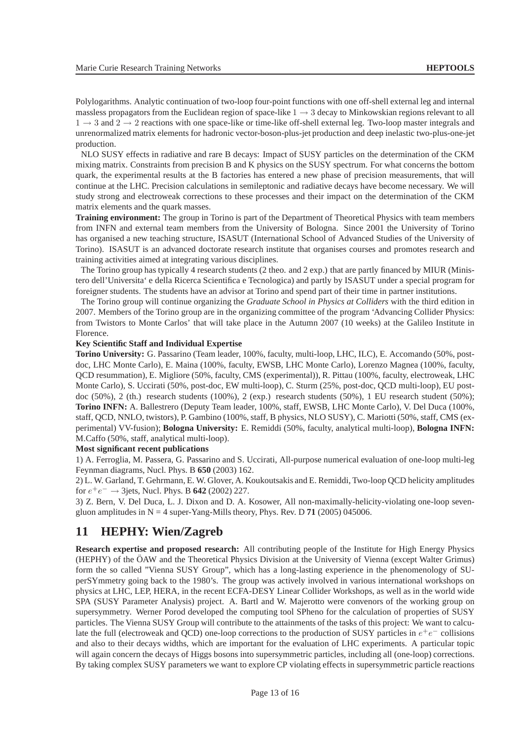Polylogarithms. Analytic continuation of two-loop four-point functions with one off-shell external leg and internal massless propagators from the Euclidean region of space-like $1 \to 3$ decay to Minkowskian regions relevant to all $1 \to 3$ and $2 \to 2$ reactions with one space-like or time-like off-shell external leg. Two-loop master integrals and unrenormalized matrix elements for hadronic vector-boson-plus-jet production and deep inelastic two-plus-one-jet production.

NLO SUSY effects in radiative and rare B decays: Impact of SUSY particles on the determination of the CKM mixing matrix. Constraints from precision B and K physics on the SUSY spectrum. For what concerns the bottom quark, the experimental results at the B factories has entered a new phase of precision measurements, that will continue at the LHC. Precision calculations in semileptonic and radiative decays have become necessary. We will study strong and electroweak corrections to these processes and their impact on the determination of the CKM matrix elements and the quark masses.

**Training environment:** The group in Torino is part of the Department of Theoretical Physics with team members from INFN and external team members from the University of Bologna. Since 2001 the University of Torino has organised a new teaching structure, ISASUT (International School of Advanced Studies of the University of Torino). ISASUT is an advanced doctorate research institute that organises courses and promotes research and training activities aimed at integrating various disciplines.

The Torino group has typically 4 research students (2 theo. and 2 exp.) that are partly financed by MIUR (Ministero dell'Universita' e della Ricerca Scientifica e Tecnologica) and partly by ISASUT under a special program for foreigner students. The students have an advisor at Torino and spend part of their time in partner institutions.

The Torino group will continue organizing the *Graduate School in Physics at Colliders* with the third edition in 2007. Members of the Torino group are in the organizing committee of the program 'Advancing Collider Physics: from Twistors to Monte Carlos' that will take place in the Autumn 2007 (10 weeks) at the Galileo Institute in Florence.

**Key Scientific Staff and Individual Expertise**

**Torino University:** G. Passarino (Team leader, 100%, faculty, multi-loop, LHC, ILC), E. Accomando (50%, post-doc, LHC Monte Carlo), E. Maina (100%, faculty, EWSB, LHC Monte Carlo), Lorenzo Magnea (100%, faculty, QCD resummation), E. Migliore (50%, faculty, CMS (experimental)), R. Pittau (100%, faculty, electroweak, LHC Monte Carlo), S. Uccirati (50%, post-doc, EW multi-loop), C. Sturm (25%, post-doc, QCD multi-loop), EU post-doc (50%), 2 (th.) research students (100%), 2 (exp.) research students (50%), 1 EU research student (50%); **Torino INFN:** A. Ballestrero (Deputy Team leader, 100%, staff, EWSB, LHC Monte Carlo), V. Del Duca (100%, staff, QCD, NNLO, twistors), P. Gambino (100%, staff, B physics, NLO SUSY), C. Mariotti (50%, staff, CMS (experimental) VV-fusion); **Bologna University:** E. Remiddi (50%, faculty, analytical multi-loop), **Bologna INFN:** M.Caffo (50%, staff, analytical multi-loop).

**Most significant recent publications**

1) A. Ferroglia, M. Passera, G. Passarino and S. Uccirati, All-purpose numerical evaluation of one-loop multi-leg Feynman diagrams, Nucl. Phys. B **650** (2003) 162.

2) L. W. Garland, T. Gehrmann, E. W. Glover, A. Koukoutsakis and E. Remiddi, Two-loop QCD helicity amplitudes for $e^+e^- \to$ 3jets, Nucl. Phys. B **642** (2002) 227.

3) Z. Bern, V. Del Duca, L. J. Dixon and D. A. Kosower, All non-maximally-helicity-violating one-loop seven-gluon amplitudes in N = 4 super-Yang-Mills theory, Phys. Rev. D **71** (2005) 045006.

# 11 HEPHY: Wien/Zagreb

**Research expertise and proposed research:** All contributing people of the Institute for High Energy Physics (HEPHY) of the ÖAW and the Theoretical Physics Division at the University of Vienna (except Walter Grimus) form the so called "Vienna SUSY Group", which has a long-lasting experience in the phenomenology of SUperSYmmetry going back to the 1980's. The group was actively involved in various international workshops on physics at LHC, LEP, HERA, in the recent ECFA-DESY Linear Collider Workshops, as well as in the world wide SPA (SUSY Parameter Analysis) project. A. Bartl and W. Majerotto were convenors of the working group on supersymmetry. Werner Porod developed the computing tool SPheno for the calculation of properties of SUSY particles. The Vienna SUSY Group will contribute to the attainments of the tasks of this project: We want to calculate the full (electroweak and QCD) one-loop corrections to the production of SUSY particles in $e^+e^-$ collisions and also to their decays widths, which are important for the evaluation of LHC experiments. A particular topic will again concern the decays of Higgs bosons into supersymmetric particles, including all (one-loop) corrections. By taking complex SUSY parameters we want to explore CP violating effects in supersymmetric particle reactions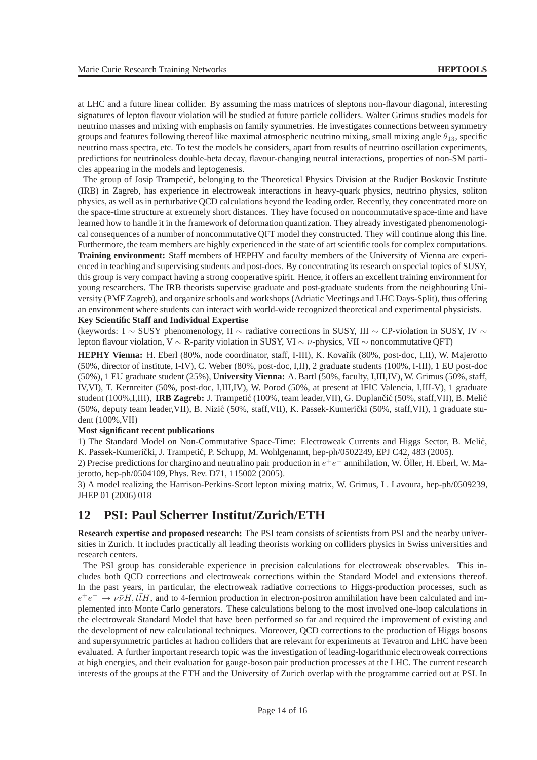at LHC and a future linear collider. By assuming the mass matrices of sleptons non-flavour diagonal, interesting signatures of lepton flavour violation will be studied at future particle colliders. Walter Grimus studies models for neutrino masses and mixing with emphasis on family symmetries. He investigates connections between symmetry groups and features following thereof like maximal atmospheric neutrino mixing, small mixing angle $\theta_{13}$, specific neutrino mass spectra, etc. To test the models he considers, apart from results of neutrino oscillation experiments, predictions for neutrinoless double-beta decay, flavour-changing neutral interactions, properties of non-SM particles appearing in the models and leptogenesis.

The group of Josip Trampetić, belonging to the Theoretical Physics Division at the Rudjer Boskovic Institute (IRB) in Zagreb, has experience in electroweak interactions in heavy-quark physics, neutrino physics, soliton physics, as well as in perturbative QCD calculations beyond the leading order. Recently, they concentrated more on the space-time structure at extremely short distances. They have focused on noncommutative space-time and have learned how to handle it in the framework of deformation quantization. They already investigated phenomenological consequences of a number of noncommutative QFT model they constructed. They will continue along this line. Furthermore, the team members are highly experienced in the state of art scientific tools for complex computations.

**Training environment:** Staff members of HEPHY and faculty members of the University of Vienna are experienced in teaching and supervising students and post-docs. By concentrating its research on special topics of SUSY, this group is very compact having a strong cooperative spirit. Hence, it offers an excellent training environment for young researchers. The IRB theorists supervise graduate and post-graduate students from the neighbouring University (PMF Zagreb), and organize schools and workshops (Adriatic Meetings and LHC Days-Split), thus offering an environment where students can interact with world-wide recognized theoretical and experimental physicists.

**Key Scientific Staff and Individual Expertise**

(keywords: I $\sim$ SUSY phenomenology, II $\sim$ radiative corrections in SUSY, III $\sim$ CP-violation in SUSY, IV $\sim$ lepton flavour violation, V $\sim$ R-parity violation in SUSY, VI $\sim$ $\nu$-physics, VII $\sim$ noncommutative QFT)

**HEPHY Vienna:** H. Eberl (80%, node coordinator, staff, I-III), K. Kovařík (80%, post-doc, I,II), W. Majerotto (50%, director of institute, I-IV), C. Weber (80%, post-doc, I,II), 2 graduate students (100%, I-III), 1 EU post-doc (50%), 1 EU graduate student (25%), **University Vienna:** A. Bartl (50%, faculty, I,III,IV), W. Grimus (50%, staff, IV,VI), T. Kernreiter (50%, post-doc, I,III,IV), W. Porod (50%, at present at IFIC Valencia, I,III-V), 1 graduate student (100%,I,III), **IRB Zagreb:** J. Trampetić (100%, team leader,VII), G. Duplančić (50%, staff,VII), B. Melić (50%, deputy team leader,VII), B. Nizić (50%, staff,VII), K. Passek-Kumerički (50%, staff,VII), 1 graduate student (100%,VII)

**Most significant recent publications**

1) The Standard Model on Non-Commutative Space-Time: Electroweak Currents and Higgs Sector, B. Melić, K. Passek-Kumerički, J. Trampetić, P. Schupp, M. Wohlgenannt, hep-ph/0502249, EPJ C42, 483 (2005).

2) Precise predictions for chargino and neutralino pair production in $e^+e^-$ annihilation, W. Öller, H. Eberl, W. Majerotto, hep-ph/0504109, Phys. Rev. D71, 115002 (2005).

3) A model realizing the Harrison-Perkins-Scott lepton mixing matrix, W. Grimus, L. Lavoura, hep-ph/0509239, JHEP 01 (2006) 018

# 12 PSI: Paul Scherrer Institut/Zurich/ETH

**Research expertise and proposed research:** The PSI team consists of scientists from PSI and the nearby universities in Zurich. It includes practically all leading theorists working on colliders physics in Swiss universities and research centers.

The PSI group has considerable experience in precision calculations for electroweak observables. This includes both QCD corrections and electroweak corrections within the Standard Model and extensions thereof. In the past years, in particular, the electroweak radiative corrections to Higgs-production processes, such as $e^+e^- \to \nu\bar{\nu}H, t\bar{t}H$, and to 4-fermion production in electron-positron annihilation have been calculated and implemented into Monte Carlo generators. These calculations belong to the most involved one-loop calculations in the electroweak Standard Model that have been performed so far and required the improvement of existing and the development of new calculational techniques. Moreover, QCD corrections to the production of Higgs bosons and supersymmetric particles at hadron colliders that are relevant for experiments at Tevatron and LHC have been evaluated. A further important research topic was the investigation of leading-logarithmic electroweak corrections at high energies, and their evaluation for gauge-boson pair production processes at the LHC. The current research interests of the groups at the ETH and the University of Zurich overlap with the programme carried out at PSI. In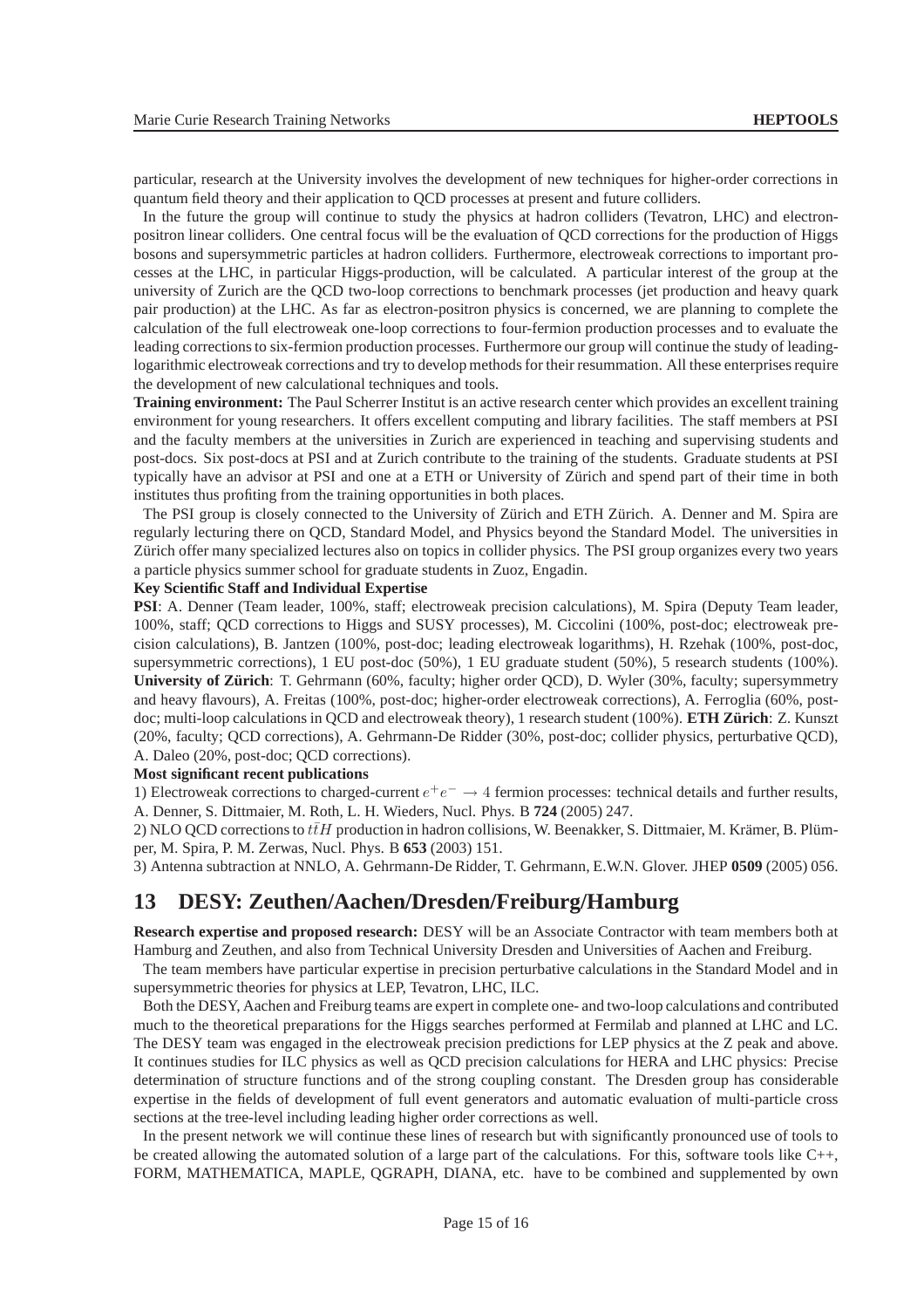particular, research at the University involves the development of new techniques for higher-order corrections in quantum field theory and their application to QCD processes at present and future colliders.

In the future the group will continue to study the physics at hadron colliders (Tevatron, LHC) and electron-positron linear colliders. One central focus will be the evaluation of QCD corrections for the production of Higgs bosons and supersymmetric particles at hadron colliders. Furthermore, electroweak corrections to important processes at the LHC, in particular Higgs-production, will be calculated. A particular interest of the group at the university of Zurich are the QCD two-loop corrections to benchmark processes (jet production and heavy quark pair production) at the LHC. As far as electron-positron physics is concerned, we are planning to complete the calculation of the full electroweak one-loop corrections to four-fermion production processes and to evaluate the leading corrections to six-fermion production processes. Furthermore our group will continue the study of leading-logarithmic electroweak corrections and try to develop methods for their resummation. All these enterprises require the development of new calculational techniques and tools.

**Training environment:** The Paul Scherrer Institut is an active research center which provides an excellent training environment for young researchers. It offers excellent computing and library facilities. The staff members at PSI and the faculty members at the universities in Zurich are experienced in teaching and supervising students and post-docs. Six post-docs at PSI and at Zurich contribute to the training of the students. Graduate students at PSI typically have an advisor at PSI and one at a ETH or University of Zürich and spend part of their time in both institutes thus profiting from the training opportunities in both places.

The PSI group is closely connected to the University of Zürich and ETH Zürich. A. Denner and M. Spira are regularly lecturing there on QCD, Standard Model, and Physics beyond the Standard Model. The universities in Zürich offer many specialized lectures also on topics in collider physics. The PSI group organizes every two years a particle physics summer school for graduate students in Zuoz, Engadin.

**Key Scientific Staff and Individual Expertise**

**PSI**: A. Denner (Team leader, 100%, staff; electroweak precision calculations), M. Spira (Deputy Team leader, 100%, staff; QCD corrections to Higgs and SUSY processes), M. Ciccolini (100%, post-doc; electroweak precision calculations), B. Jantzen (100%, post-doc; leading electroweak logarithms), H. Rzehak (100%, post-doc, supersymmetric corrections), 1 EU post-doc (50%), 1 EU graduate student (50%), 5 research students (100%). **University of Zürich**: T. Gehrmann (60%, faculty; higher order QCD), D. Wyler (30%, faculty; supersymmetry and heavy flavours), A. Freitas (100%, post-doc; higher-order electroweak corrections), A. Ferroglia (60%, post-doc; multi-loop calculations in QCD and electroweak theory), 1 research student (100%). **ETH Zürich**: Z. Kunszt (20%, faculty; QCD corrections), A. Gehrmann-De Ridder (30%, post-doc; collider physics, perturbative QCD), A. Daleo (20%, post-doc; QCD corrections).

**Most significant recent publications**

1) Electroweak corrections to charged-current $e^+e^- \to 4$ fermion processes: technical details and further results, A. Denner, S. Dittmaier, M. Roth, L. H. Wieders, Nucl. Phys. B **724** (2005) 247.

2) NLO QCD corrections to $t\bar{t}H$ production in hadron collisions, W. Beenakker, S. Dittmaier, M. Krämer, B. Plümper, M. Spira, P. M. Zerwas, Nucl. Phys. B **653** (2003) 151.

3) Antenna subtraction at NNLO, A. Gehrmann-De Ridder, T. Gehrmann, E.W.N. Glover. JHEP **0509** (2005) 056.

## 13 DESY: Zeuthen/Aachen/Dresden/Freiburg/Hamburg

**Research expertise and proposed research:** DESY will be an Associate Contractor with team members both at Hamburg and Zeuthen, and also from Technical University Dresden and Universities of Aachen and Freiburg.

The team members have particular expertise in precision perturbative calculations in the Standard Model and in supersymmetric theories for physics at LEP, Tevatron, LHC, ILC.

Both the DESY, Aachen and Freiburg teams are expert in complete one- and two-loop calculations and contributed much to the theoretical preparations for the Higgs searches performed at Fermilab and planned at LHC and LC. The DESY team was engaged in the electroweak precision predictions for LEP physics at the Z peak and above. It continues studies for ILC physics as well as QCD precision calculations for HERA and LHC physics: Precise determination of structure functions and of the strong coupling constant. The Dresden group has considerable expertise in the fields of development of full event generators and automatic evaluation of multi-particle cross sections at the tree-level including leading higher order corrections as well.

In the present network we will continue these lines of research but with significantly pronounced use of tools to be created allowing the automated solution of a large part of the calculations. For this, software tools like C++, FORM, MATHEMATICA, MAPLE, QGRAPH, DIANA, etc. have to be combined and supplemented by own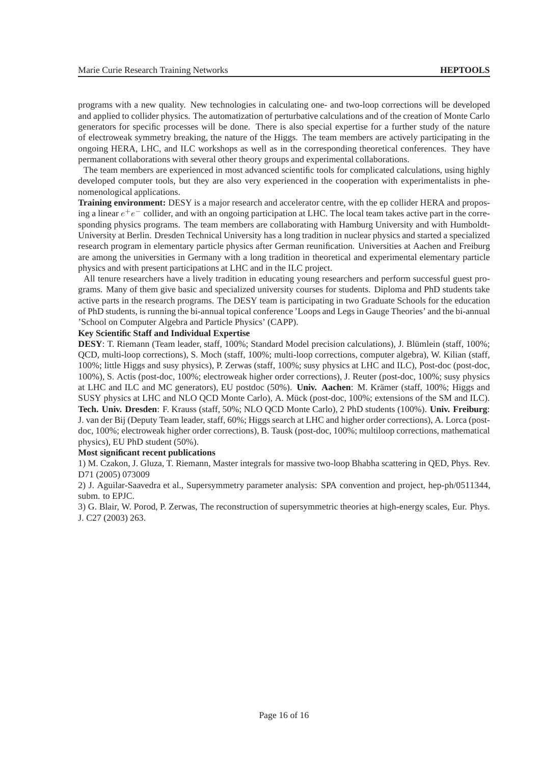programs with a new quality. New technologies in calculating one- and two-loop corrections will be developed and applied to collider physics. The automatization of perturbative calculations and of the creation of Monte Carlo generators for specific processes will be done. There is also special expertise for a further study of the nature of electroweak symmetry breaking, the nature of the Higgs. The team members are actively participating in the ongoing HERA, LHC, and ILC workshops as well as in the corresponding theoretical conferences. They have permanent collaborations with several other theory groups and experimental collaborations.

The team members are experienced in most advanced scientific tools for complicated calculations, using highly developed computer tools, but they are also very experienced in the cooperation with experimentalists in phenomenological applications.

**Training environment:** DESY is a major research and accelerator centre, with the ep collider HERA and proposing a linear $e^+e^-$ collider, and with an ongoing participation at LHC. The local team takes active part in the corresponding physics programs. The team members are collaborating with Hamburg University and with Humboldt-University at Berlin. Dresden Technical University has a long tradition in nuclear physics and started a specialized research program in elementary particle physics after German reunification. Universities at Aachen and Freiburg are among the universities in Germany with a long tradition in theoretical and experimental elementary particle physics and with present participations at LHC and in the ILC project.

All tenure researchers have a lively tradition in educating young researchers and perform successful guest programs. Many of them give basic and specialized university courses for students. Diploma and PhD students take active parts in the research programs. The DESY team is participating in two Graduate Schools for the education of PhD students, is running the bi-annual topical conference 'Loops and Legs in Gauge Theories' and the bi-annual 'School on Computer Algebra and Particle Physics' (CAPP).

**Key Scientific Staff and Individual Expertise**

**DESY**: T. Riemann (Team leader, staff, 100%; Standard Model precision calculations), J. Blümlein (staff, 100%; QCD, multi-loop corrections), S. Moch (staff, 100%; multi-loop corrections, computer algebra), W. Kilian (staff, 100%; little Higgs and susy physics), P. Zerwas (staff, 100%; susy physics at LHC and ILC), Post-doc (post-doc, 100%), S. Actis (post-doc, 100%; electroweak higher order corrections), J. Reuter (post-doc, 100%; susy physics at LHC and ILC and MC generators), EU postdoc (50%). **Univ. Aachen**: M. Krämer (staff, 100%; Higgs and SUSY physics at LHC and NLO QCD Monte Carlo), A. Mück (post-doc, 100%; extensions of the SM and ILC). **Tech. Univ. Dresden**: F. Krauss (staff, 50%; NLO QCD Monte Carlo), 2 PhD students (100%). **Univ. Freiburg**: J. van der Bij (Deputy Team leader, staff, 60%; Higgs search at LHC and higher order corrections), A. Lorca (post-doc, 100%; electroweak higher order corrections), B. Tausk (post-doc, 100%; multiloop corrections, mathematical physics), EU PhD student (50%).

**Most significant recent publications**

1) M. Czakon, J. Gluza, T. Riemann, Master integrals for massive two-loop Bhabha scattering in QED, Phys. Rev. D71 (2005) 073009

2) J. Aguilar-Saavedra et al., Supersymmetry parameter analysis: SPA convention and project, hep-ph/0511344, subm. to EPJC.

3) G. Blair, W. Porod, P. Zerwas, The reconstruction of supersymmetric theories at high-energy scales, Eur. Phys. J. C27 (2003) 263.